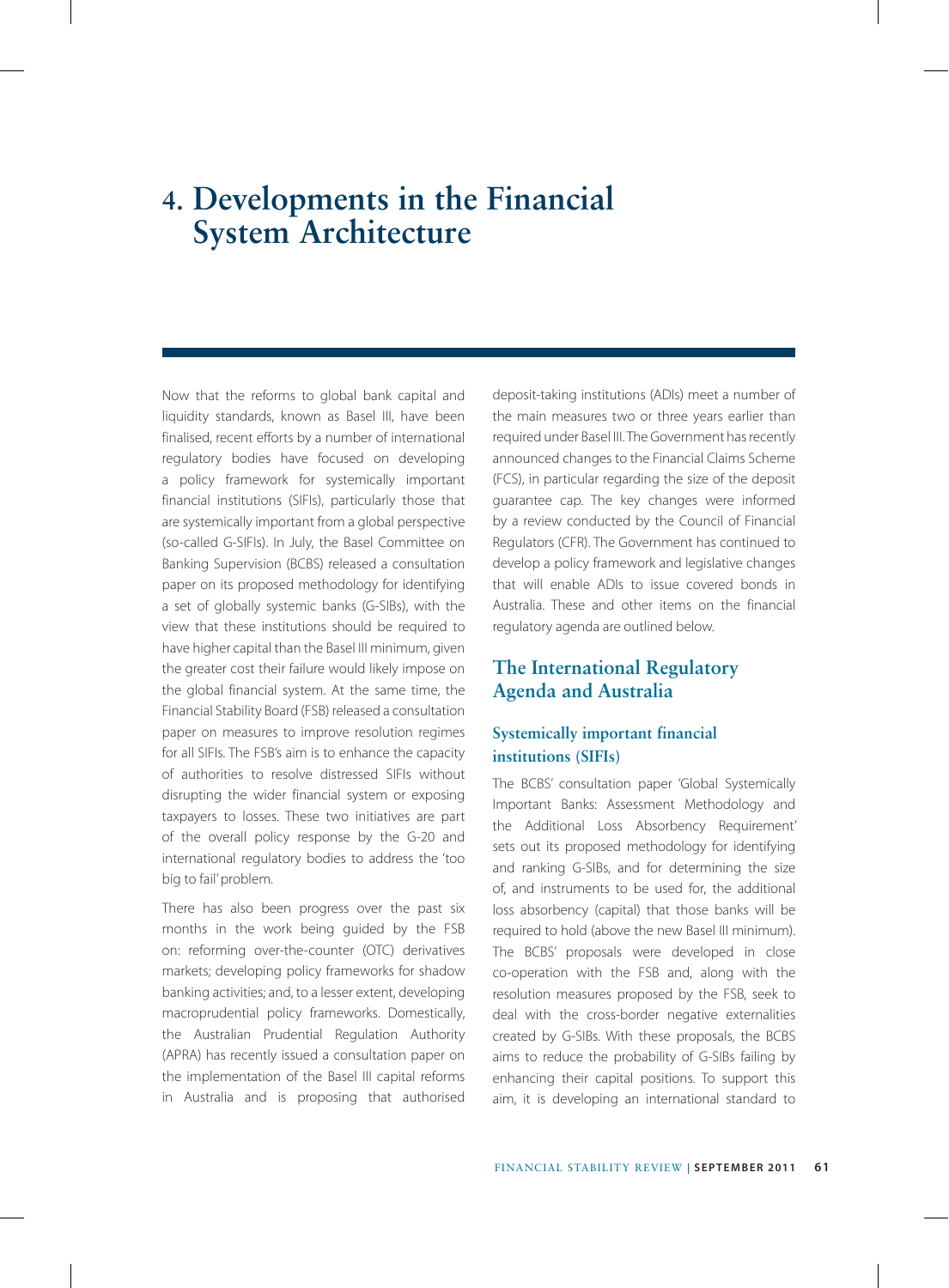# 4. Developments in the Financial System Architecture

Now that the reforms to global bank capital and liquidity standards, known as Basel III, have been finalised, recent efforts by a number of international regulatory bodies have focused on developing a policy framework for systemically important financial institutions (SIFIs), particularly those that are systemically important from a global perspective (so-called G-SIFIs). In July, the Basel Committee on Banking Supervision (BCBS) released a consultation paper on its proposed methodology for identifying a set of globally systemic banks (G-SIBs), with the view that these institutions should be required to have higher capital than the Basel III minimum, given the greater cost their failure would likely impose on the global financial system. At the same time, the Financial Stability Board (FSB) released a consultation paper on measures to improve resolution regimes for all SIFIs. The FSB's aim is to enhance the capacity of authorities to resolve distressed SIFIs without disrupting the wider financial system or exposing taxpayers to losses. These two initiatives are part of the overall policy response by the G-20 and international regulatory bodies to address the 'too big to fail' problem.

There has also been progress over the past six months in the work being guided by the FSB on: reforming over-the-counter (OTC) derivatives markets; developing policy frameworks for shadow banking activities; and, to a lesser extent, developing macroprudential policy frameworks. Domestically, the Australian Prudential Regulation Authority (APRA) has recently issued a consultation paper on the implementation of the Basel III capital reforms in Australia and is proposing that authorised deposit-taking institutions (ADIs) meet a number of the main measures two or three years earlier than required under Basel III. The Government has recently announced changes to the Financial Claims Scheme (FCS), in particular regarding the size of the deposit guarantee cap. The key changes were informed by a review conducted by the Council of Financial Regulators (CFR). The Government has continued to develop a policy framework and legislative changes that will enable ADIs to issue covered bonds in Australia. These and other items on the financial regulatory agenda are outlined below.

## The International Regulatory Agenda and Australia

### Systemically important financial institutions (SIFIs)

The BCBS' consultation paper 'Global Systemically Important Banks: Assessment Methodology and the Additional Loss Absorbency Requirement' sets out its proposed methodology for identifying and ranking G-SIBs, and for determining the size of, and instruments to be used for, the additional loss absorbency (capital) that those banks will be required to hold (above the new Basel III minimum). The BCBS' proposals were developed in close co-operation with the FSB and, along with the resolution measures proposed by the FSB, seek to deal with the cross-border negative externalities created by G-SIBs. With these proposals, the BCBS aims to reduce the probability of G-SIBs failing by enhancing their capital positions. To support this aim, it is developing an international standard to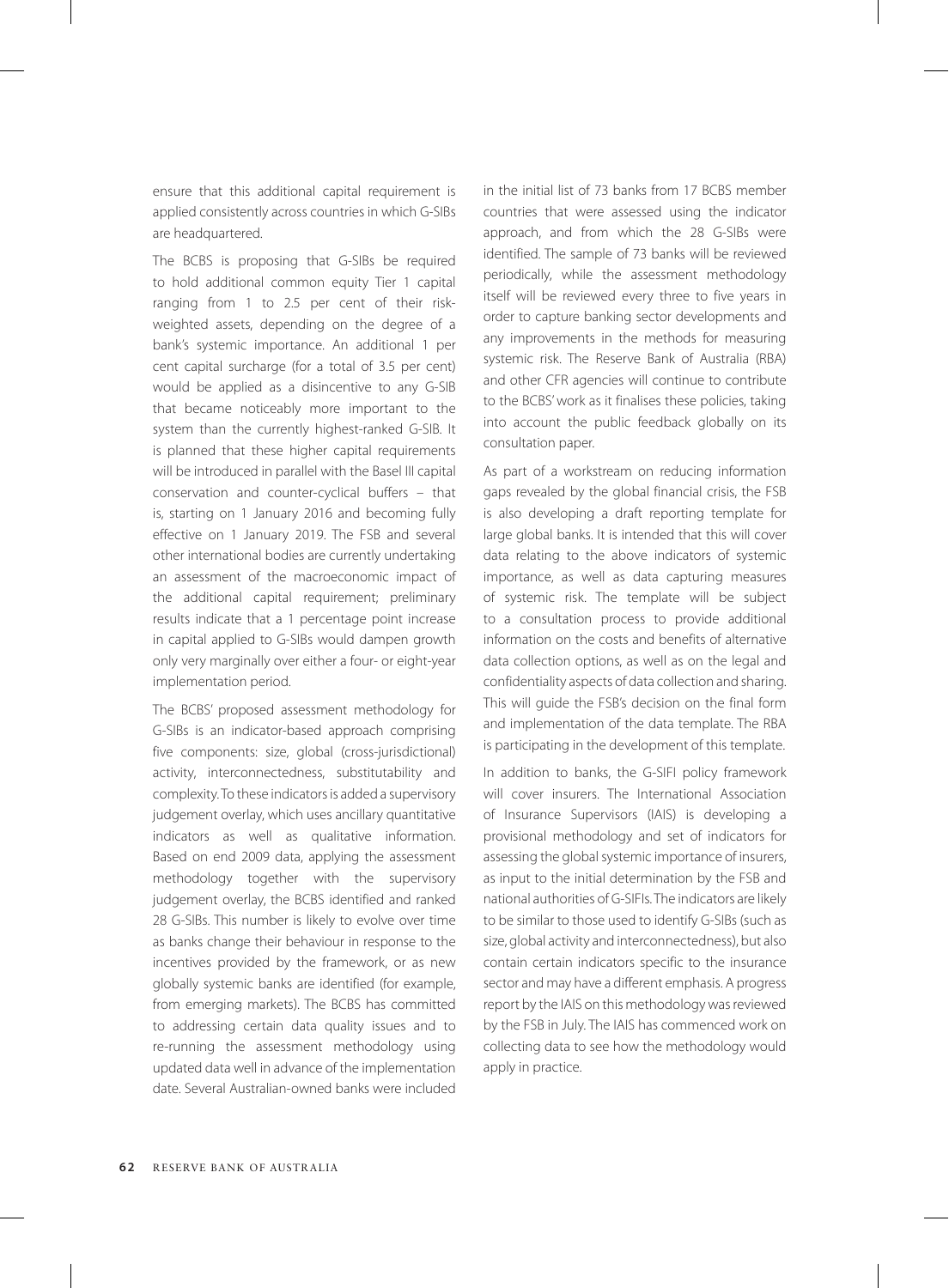ensure that this additional capital requirement is applied consistently across countries in which G-SIBs are headquartered.

The BCBS is proposing that G-SIBs be required to hold additional common equity Tier 1 capital ranging from 1 to 2.5 per cent of their risk-weighted assets, depending on the degree of a bank's systemic importance. An additional 1 per cent capital surcharge (for a total of 3.5 per cent) would be applied as a disincentive to any G-SIB that became noticeably more important to the system than the currently highest-ranked G-SIB. It is planned that these higher capital requirements will be introduced in parallel with the Basel III capital conservation and counter-cyclical buffers – that is, starting on 1 January 2016 and becoming fully effective on 1 January 2019. The FSB and several other international bodies are currently undertaking an assessment of the macroeconomic impact of the additional capital requirement; preliminary results indicate that a 1 percentage point increase in capital applied to G-SIBs would dampen growth only very marginally over either a four- or eight-year implementation period.

The BCBS' proposed assessment methodology for G-SIBs is an indicator-based approach comprising five components: size, global (cross-jurisdictional) activity, interconnectedness, substitutability and complexity. To these indicators is added a supervisory judgement overlay, which uses ancillary quantitative indicators as well as qualitative information. Based on end 2009 data, applying the assessment methodology together with the supervisory judgement overlay, the BCBS identified and ranked 28 G-SIBs. This number is likely to evolve over time as banks change their behaviour in response to the incentives provided by the framework, or as new globally systemic banks are identified (for example, from emerging markets). The BCBS has committed to addressing certain data quality issues and to re-running the assessment methodology using updated data well in advance of the implementation date. Several Australian-owned banks were included in the initial list of 73 banks from 17 BCBS member countries that were assessed using the indicator approach, and from which the 28 G-SIBs were identified. The sample of 73 banks will be reviewed periodically, while the assessment methodology itself will be reviewed every three to five years in order to capture banking sector developments and any improvements in the methods for measuring systemic risk. The Reserve Bank of Australia (RBA) and other CFR agencies will continue to contribute to the BCBS' work as it finalises these policies, taking into account the public feedback globally on its consultation paper.

As part of a workstream on reducing information gaps revealed by the global financial crisis, the FSB is also developing a draft reporting template for large global banks. It is intended that this will cover data relating to the above indicators of systemic importance, as well as data capturing measures of systemic risk. The template will be subject to a consultation process to provide additional information on the costs and benefits of alternative data collection options, as well as on the legal and confidentiality aspects of data collection and sharing. This will guide the FSB's decision on the final form and implementation of the data template. The RBA is participating in the development of this template.

In addition to banks, the G-SIFI policy framework will cover insurers. The International Association of Insurance Supervisors (IAIS) is developing a provisional methodology and set of indicators for assessing the global systemic importance of insurers, as input to the initial determination by the FSB and national authorities of G-SIFIs. The indicators are likely to be similar to those used to identify G-SIBs (such as size, global activity and interconnectedness), but also contain certain indicators specific to the insurance sector and may have a different emphasis. A progress report by the IAIS on this methodology was reviewed by the FSB in July. The IAIS has commenced work on collecting data to see how the methodology would apply in practice.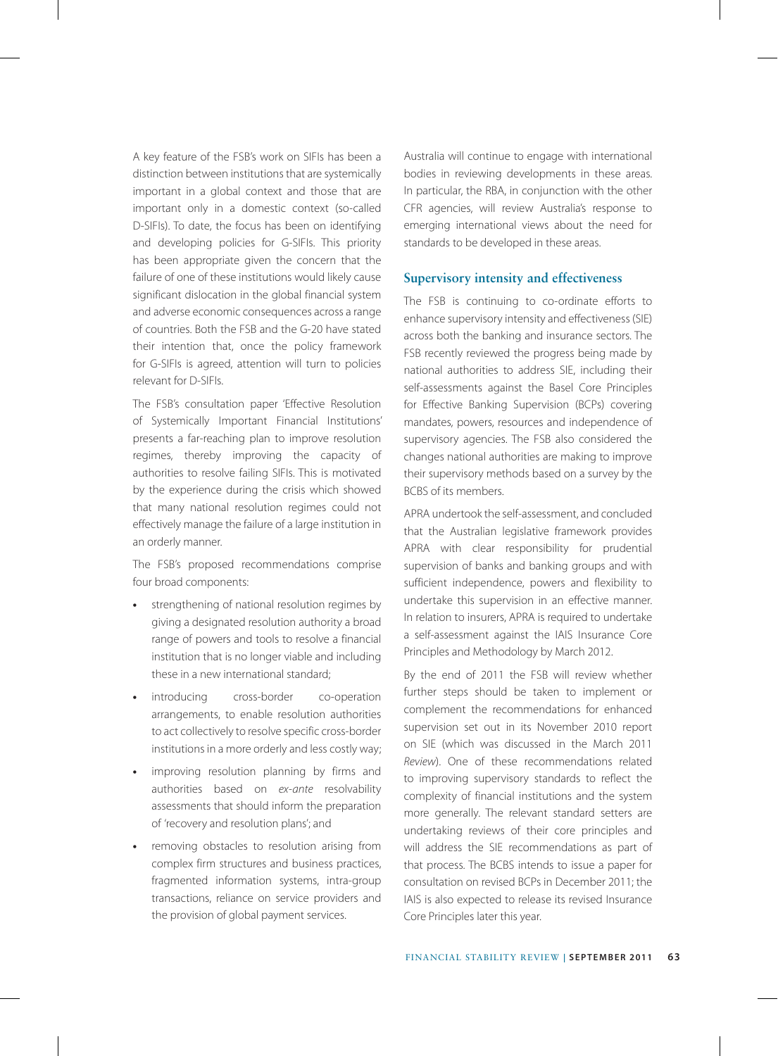A key feature of the FSB's work on SIFIs has been a distinction between institutions that are systemically important in a global context and those that are important only in a domestic context (so-called D-SIFIs). To date, the focus has been on identifying and developing policies for G-SIFIs. This priority has been appropriate given the concern that the failure of one of these institutions would likely cause significant dislocation in the global financial system and adverse economic consequences across a range of countries. Both the FSB and the G-20 have stated their intention that, once the policy framework for G-SIFIs is agreed, attention will turn to policies relevant for D-SIFIs.

The FSB's consultation paper 'Effective Resolution of Systemically Important Financial Institutions' presents a far-reaching plan to improve resolution regimes, thereby improving the capacity of authorities to resolve failing SIFIs. This is motivated by the experience during the crisis which showed that many national resolution regimes could not effectively manage the failure of a large institution in an orderly manner.

The FSB's proposed recommendations comprise four broad components:

- strengthening of national resolution regimes by giving a designated resolution authority a broad range of powers and tools to resolve a financial institution that is no longer viable and including these in a new international standard;
- introducing cross-border co-operation arrangements, to enable resolution authorities to act collectively to resolve specific cross-border institutions in a more orderly and less costly way;
- improving resolution planning by firms and authorities based on *ex-ante* resolvability assessments that should inform the preparation of 'recovery and resolution plans'; and
- removing obstacles to resolution arising from complex firm structures and business practices, fragmented information systems, intra-group transactions, reliance on service providers and the provision of global payment services.

Australia will continue to engage with international bodies in reviewing developments in these areas. In particular, the RBA, in conjunction with the other CFR agencies, will review Australia's response to emerging international views about the need for standards to be developed in these areas.

## Supervisory intensity and effectiveness

The FSB is continuing to co-ordinate efforts to enhance supervisory intensity and effectiveness (SIE) across both the banking and insurance sectors. The FSB recently reviewed the progress being made by national authorities to address SIE, including their self-assessments against the Basel Core Principles for Effective Banking Supervision (BCPs) covering mandates, powers, resources and independence of supervisory agencies. The FSB also considered the changes national authorities are making to improve their supervisory methods based on a survey by the BCBS of its members.

APRA undertook the self-assessment, and concluded that the Australian legislative framework provides APRA with clear responsibility for prudential supervision of banks and banking groups and with sufficient independence, powers and flexibility to undertake this supervision in an effective manner. In relation to insurers, APRA is required to undertake a self-assessment against the IAIS Insurance Core Principles and Methodology by March 2012.

By the end of 2011 the FSB will review whether further steps should be taken to implement or complement the recommendations for enhanced supervision set out in its November 2010 report on SIE (which was discussed in the March 2011 *Review*). One of these recommendations related to improving supervisory standards to reflect the complexity of financial institutions and the system more generally. The relevant standard setters are undertaking reviews of their core principles and will address the SIE recommendations as part of that process. The BCBS intends to issue a paper for consultation on revised BCPs in December 2011; the IAIS is also expected to release its revised Insurance Core Principles later this year.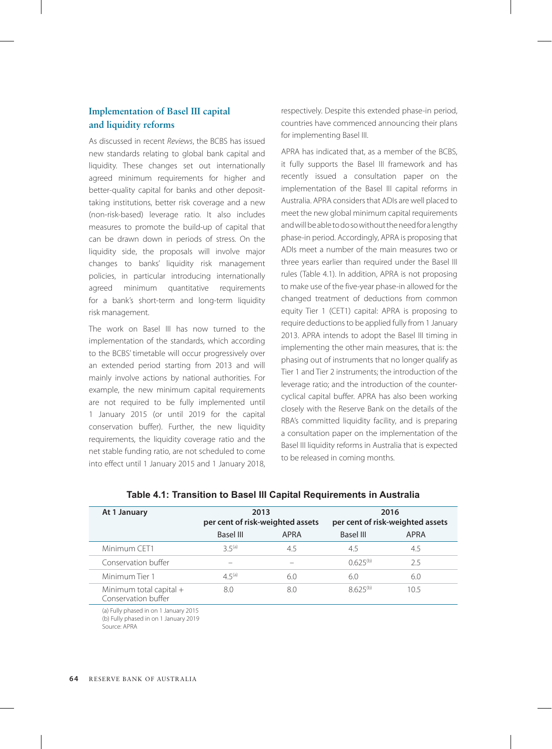### Implementation of Basel III capital and liquidity reforms

As discussed in recent *Reviews*, the BCBS has issued new standards relating to global bank capital and liquidity. These changes set out internationally agreed minimum requirements for higher and better-quality capital for banks and other deposit-taking institutions, better risk coverage and a new (non-risk-based) leverage ratio. It also includes measures to promote the build-up of capital that can be drawn down in periods of stress. On the liquidity side, the proposals will involve major changes to banks' liquidity risk management policies, in particular introducing internationally agreed minimum quantitative requirements for a bank's short-term and long-term liquidity risk management.

The work on Basel III has now turned to the implementation of the standards, which according to the BCBS' timetable will occur progressively over an extended period starting from 2013 and will mainly involve actions by national authorities. For example, the new minimum capital requirements are not required to be fully implemented until 1 January 2015 (or until 2019 for the capital conservation buffer). Further, the new liquidity requirements, the liquidity coverage ratio and the net stable funding ratio, are not scheduled to come into effect until 1 January 2015 and 1 January 2018, respectively. Despite this extended phase-in period, countries have commenced announcing their plans for implementing Basel III.

APRA has indicated that, as a member of the BCBS, it fully supports the Basel III framework and has recently issued a consultation paper on the implementation of the Basel III capital reforms in Australia. APRA considers that ADIs are well placed to meet the new global minimum capital requirements and will be able to do so without the need for a lengthy phase-in period. Accordingly, APRA is proposing that ADIs meet a number of the main measures two or three years earlier than required under the Basel III rules (Table 4.1). In addition, APRA is not proposing to make use of the five-year phase-in allowed for the changed treatment of deductions from common equity Tier 1 (CET1) capital: APRA is proposing to require deductions to be applied fully from 1 January 2013. APRA intends to adopt the Basel III timing in implementing the other main measures, that is: the phasing out of instruments that no longer qualify as Tier 1 and Tier 2 instruments; the introduction of the leverage ratio; and the introduction of the counter-cyclical capital buffer. APRA has also been working closely with the Reserve Bank on the details of the RBA's committed liquidity facility, and is preparing a consultation paper on the implementation of the Basel III liquidity reforms in Australia that is expected to be released in coming months.

**Table 4.1: Transition to Basel III Capital Requirements in Australia**

| At 1 January | 2013 per cent of risk-weighted assets | | 2016 per cent of risk-weighted assets | |
|---|---|---|---|---|
| | Basel III | APRA | Basel III | APRA |
| Minimum CET1 | 3.5[a] | 4.5 | 4.5 | 4.5 |
| Conservation buffer | – | – | 0.625[b] | 2.5 |
| Minimum Tier 1 | 4.5[a] | 6.0 | 6.0 | 6.0 |
| Minimum total capital + Conservation buffer | 8.0 | 8.0 | 8.625[b] | 10.5 |

(a) Fully phased in on 1 January 2015
(b) Fully phased in on 1 January 2019
Source: APRA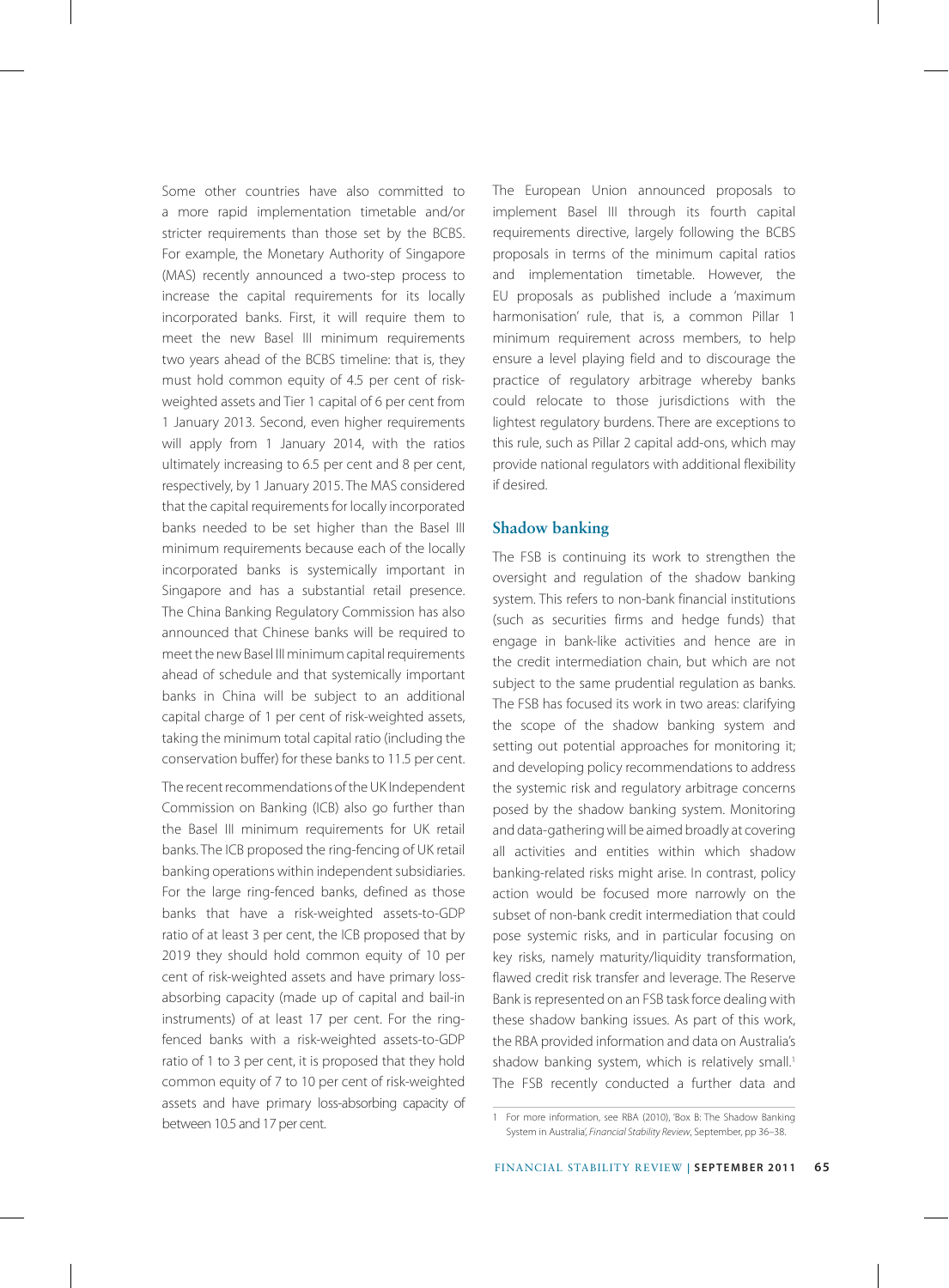Some other countries have also committed to a more rapid implementation timetable and/or stricter requirements than those set by the BCBS. For example, the Monetary Authority of Singapore (MAS) recently announced a two-step process to increase the capital requirements for its locally incorporated banks. First, it will require them to meet the new Basel III minimum requirements two years ahead of the BCBS timeline: that is, they must hold common equity of 4.5 per cent of risk-weighted assets and Tier 1 capital of 6 per cent from 1 January 2013. Second, even higher requirements will apply from 1 January 2014, with the ratios ultimately increasing to 6.5 per cent and 8 per cent, respectively, by 1 January 2015. The MAS considered that the capital requirements for locally incorporated banks needed to be set higher than the Basel III minimum requirements because each of the locally incorporated banks is systemically important in Singapore and has a substantial retail presence. The China Banking Regulatory Commission has also announced that Chinese banks will be required to meet the new Basel III minimum capital requirements ahead of schedule and that systemically important banks in China will be subject to an additional capital charge of 1 per cent of risk-weighted assets, taking the minimum total capital ratio (including the conservation buffer) for these banks to 11.5 per cent.

The recent recommendations of the UK Independent Commission on Banking (ICB) also go further than the Basel III minimum requirements for UK retail banks. The ICB proposed the ring-fencing of UK retail banking operations within independent subsidiaries. For the large ring-fenced banks, defined as those banks that have a risk-weighted assets-to-GDP ratio of at least 3 per cent, the ICB proposed that by 2019 they should hold common equity of 10 per cent of risk-weighted assets and have primary loss-absorbing capacity (made up of capital and bail-in instruments) of at least 17 per cent. For the ring-fenced banks with a risk-weighted assets-to-GDP ratio of 1 to 3 per cent, it is proposed that they hold common equity of 7 to 10 per cent of risk-weighted assets and have primary loss-absorbing capacity of between 10.5 and 17 per cent.

The European Union announced proposals to implement Basel III through its fourth capital requirements directive, largely following the BCBS proposals in terms of the minimum capital ratios and implementation timetable. However, the EU proposals as published include a 'maximum harmonisation' rule, that is, a common Pillar 1 minimum requirement across members, to help ensure a level playing field and to discourage the practice of regulatory arbitrage whereby banks could relocate to those jurisdictions with the lightest regulatory burdens. There are exceptions to this rule, such as Pillar 2 capital add-ons, which may provide national regulators with additional flexibility if desired.

## Shadow banking

The FSB is continuing its work to strengthen the oversight and regulation of the shadow banking system. This refers to non-bank financial institutions (such as securities firms and hedge funds) that engage in bank-like activities and hence are in the credit intermediation chain, but which are not subject to the same prudential regulation as banks. The FSB has focused its work in two areas: clarifying the scope of the shadow banking system and setting out potential approaches for monitoring it; and developing policy recommendations to address the systemic risk and regulatory arbitrage concerns posed by the shadow banking system. Monitoring and data-gathering will be aimed broadly at covering all activities and entities within which shadow banking-related risks might arise. In contrast, policy action would be focused more narrowly on the subset of non-bank credit intermediation that could pose systemic risks, and in particular focusing on key risks, namely maturity/liquidity transformation, flawed credit risk transfer and leverage. The Reserve Bank is represented on an FSB task force dealing with these shadow banking issues. As part of this work, the RBA provided information and data on Australia's shadow banking system, which is relatively small.[1] The FSB recently conducted a further data and

1 For more information, see RBA (2010), 'Box B: The Shadow Banking System in Australia', *Financial Stability Review*, September, pp 36–38.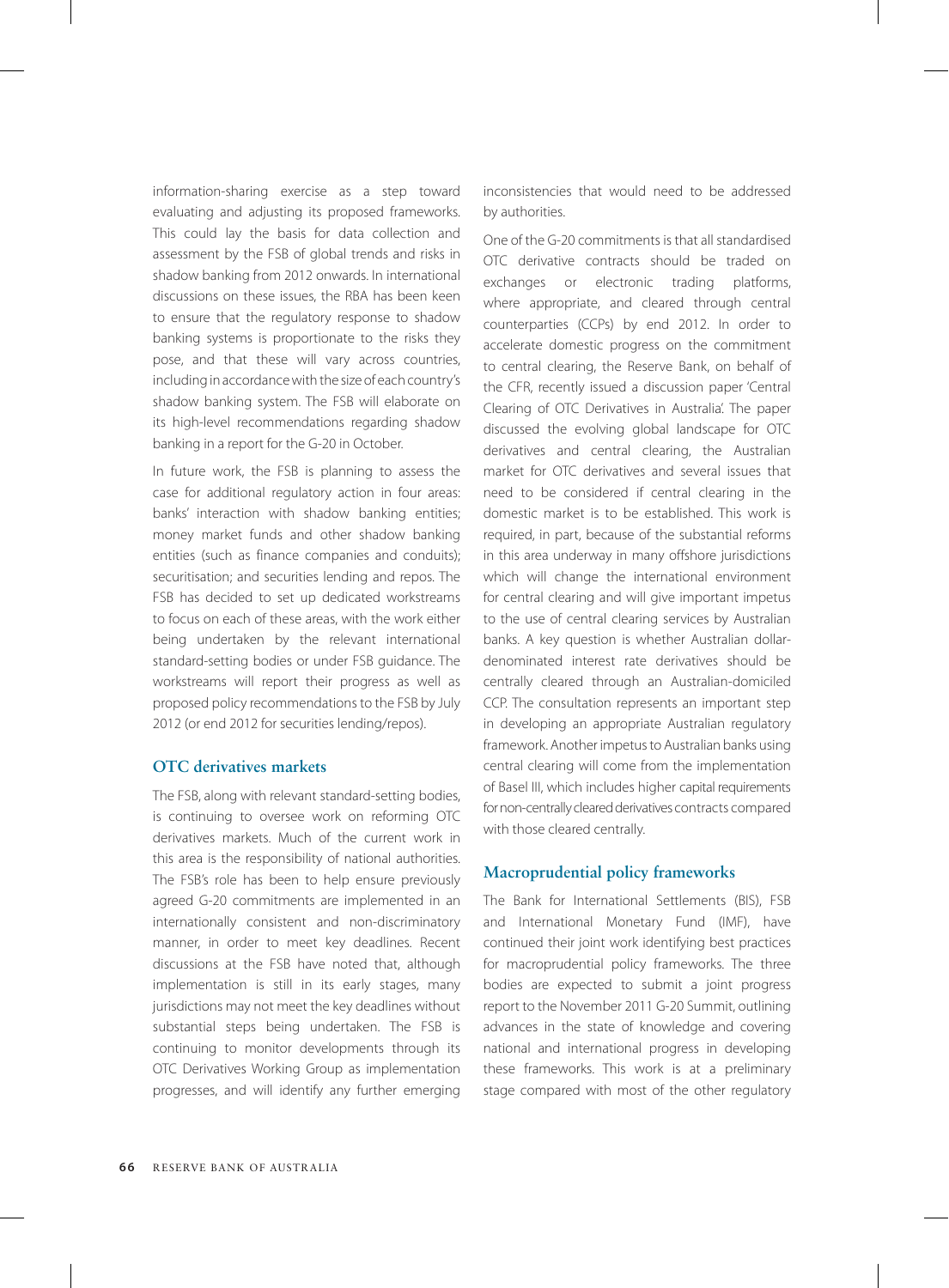information-sharing exercise as a step toward evaluating and adjusting its proposed frameworks. This could lay the basis for data collection and assessment by the FSB of global trends and risks in shadow banking from 2012 onwards. In international discussions on these issues, the RBA has been keen to ensure that the regulatory response to shadow banking systems is proportionate to the risks they pose, and that these will vary across countries, including in accordance with the size of each country's shadow banking system. The FSB will elaborate on its high-level recommendations regarding shadow banking in a report for the G-20 in October.

In future work, the FSB is planning to assess the case for additional regulatory action in four areas: banks' interaction with shadow banking entities; money market funds and other shadow banking entities (such as finance companies and conduits); securitisation; and securities lending and repos. The FSB has decided to set up dedicated workstreams to focus on each of these areas, with the work either being undertaken by the relevant international standard-setting bodies or under FSB guidance. The workstreams will report their progress as well as proposed policy recommendations to the FSB by July 2012 (or end 2012 for securities lending/repos).

## OTC derivatives markets

The FSB, along with relevant standard-setting bodies, is continuing to oversee work on reforming OTC derivatives markets. Much of the current work in this area is the responsibility of national authorities. The FSB's role has been to help ensure previously agreed G-20 commitments are implemented in an internationally consistent and non-discriminatory manner, in order to meet key deadlines. Recent discussions at the FSB have noted that, although implementation is still in its early stages, many jurisdictions may not meet the key deadlines without substantial steps being undertaken. The FSB is continuing to monitor developments through its OTC Derivatives Working Group as implementation progresses, and will identify any further emerging inconsistencies that would need to be addressed by authorities.

One of the G-20 commitments is that all standardised OTC derivative contracts should be traded on exchanges or electronic trading platforms, where appropriate, and cleared through central counterparties (CCPs) by end 2012. In order to accelerate domestic progress on the commitment to central clearing, the Reserve Bank, on behalf of the CFR, recently issued a discussion paper 'Central Clearing of OTC Derivatives in Australia'. The paper discussed the evolving global landscape for OTC derivatives and central clearing, the Australian market for OTC derivatives and several issues that need to be considered if central clearing in the domestic market is to be established. This work is required, in part, because of the substantial reforms in this area underway in many offshore jurisdictions which will change the international environment for central clearing and will give important impetus to the use of central clearing services by Australian banks. A key question is whether Australian dollar-denominated interest rate derivatives should be centrally cleared through an Australian-domiciled CCP. The consultation represents an important step in developing an appropriate Australian regulatory framework. Another impetus to Australian banks using central clearing will come from the implementation of Basel III, which includes higher capital requirements for non-centrally cleared derivatives contracts compared with those cleared centrally.

## Macroprudential policy frameworks

The Bank for International Settlements (BIS), FSB and International Monetary Fund (IMF), have continued their joint work identifying best practices for macroprudential policy frameworks. The three bodies are expected to submit a joint progress report to the November 2011 G-20 Summit, outlining advances in the state of knowledge and covering national and international progress in developing these frameworks. This work is at a preliminary stage compared with most of the other regulatory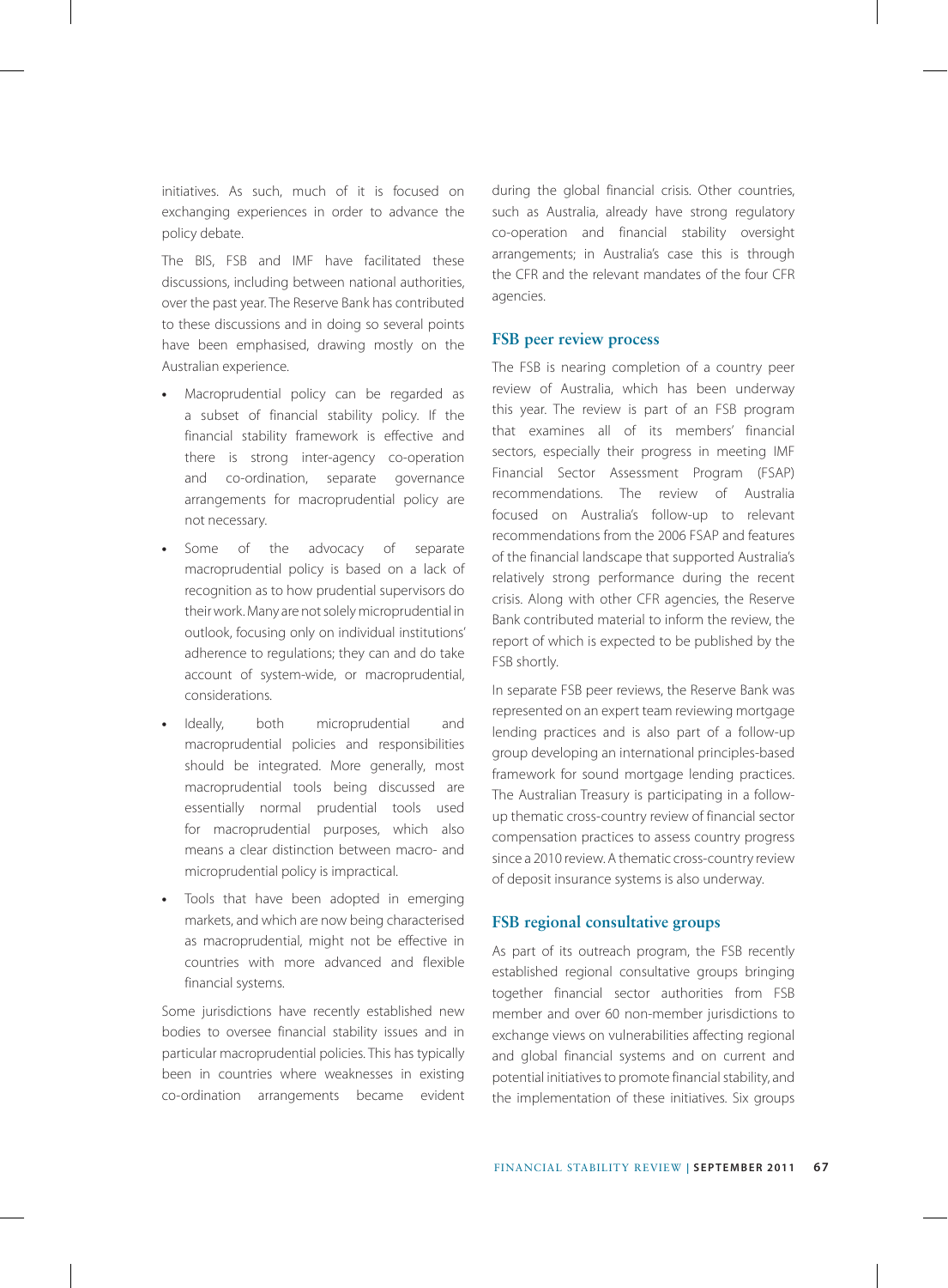initiatives. As such, much of it is focused on exchanging experiences in order to advance the policy debate.

The BIS, FSB and IMF have facilitated these discussions, including between national authorities, over the past year. The Reserve Bank has contributed to these discussions and in doing so several points have been emphasised, drawing mostly on the Australian experience.

- Macroprudential policy can be regarded as a subset of financial stability policy. If the financial stability framework is effective and there is strong inter-agency co-operation and co-ordination, separate governance arrangements for macroprudential policy are not necessary.
- Some of the advocacy of separate macroprudential policy is based on a lack of recognition as to how prudential supervisors do their work. Many are not solely microprudential in outlook, focusing only on individual institutions' adherence to regulations; they can and do take account of system-wide, or macroprudential, considerations.
- Ideally, both microprudential and macroprudential policies and responsibilities should be integrated. More generally, most macroprudential tools being discussed are essentially normal prudential tools used for macroprudential purposes, which also means a clear distinction between macro- and microprudential policy is impractical.
- Tools that have been adopted in emerging markets, and which are now being characterised as macroprudential, might not be effective in countries with more advanced and flexible financial systems.

Some jurisdictions have recently established new bodies to oversee financial stability issues and in particular macroprudential policies. This has typically been in countries where weaknesses in existing co-ordination arrangements became evident during the global financial crisis. Other countries, such as Australia, already have strong regulatory co-operation and financial stability oversight arrangements; in Australia's case this is through the CFR and the relevant mandates of the four CFR agencies.

## FSB peer review process

The FSB is nearing completion of a country peer review of Australia, which has been underway this year. The review is part of an FSB program that examines all of its members' financial sectors, especially their progress in meeting IMF Financial Sector Assessment Program (FSAP) recommendations. The review of Australia focused on Australia's follow-up to relevant recommendations from the 2006 FSAP and features of the financial landscape that supported Australia's relatively strong performance during the recent crisis. Along with other CFR agencies, the Reserve Bank contributed material to inform the review, the report of which is expected to be published by the FSB shortly.

In separate FSB peer reviews, the Reserve Bank was represented on an expert team reviewing mortgage lending practices and is also part of a follow-up group developing an international principles-based framework for sound mortgage lending practices. The Australian Treasury is participating in a follow-up thematic cross-country review of financial sector compensation practices to assess country progress since a 2010 review. A thematic cross-country review of deposit insurance systems is also underway.

## FSB regional consultative groups

As part of its outreach program, the FSB recently established regional consultative groups bringing together financial sector authorities from FSB member and over 60 non-member jurisdictions to exchange views on vulnerabilities affecting regional and global financial systems and on current and potential initiatives to promote financial stability, and the implementation of these initiatives. Six groups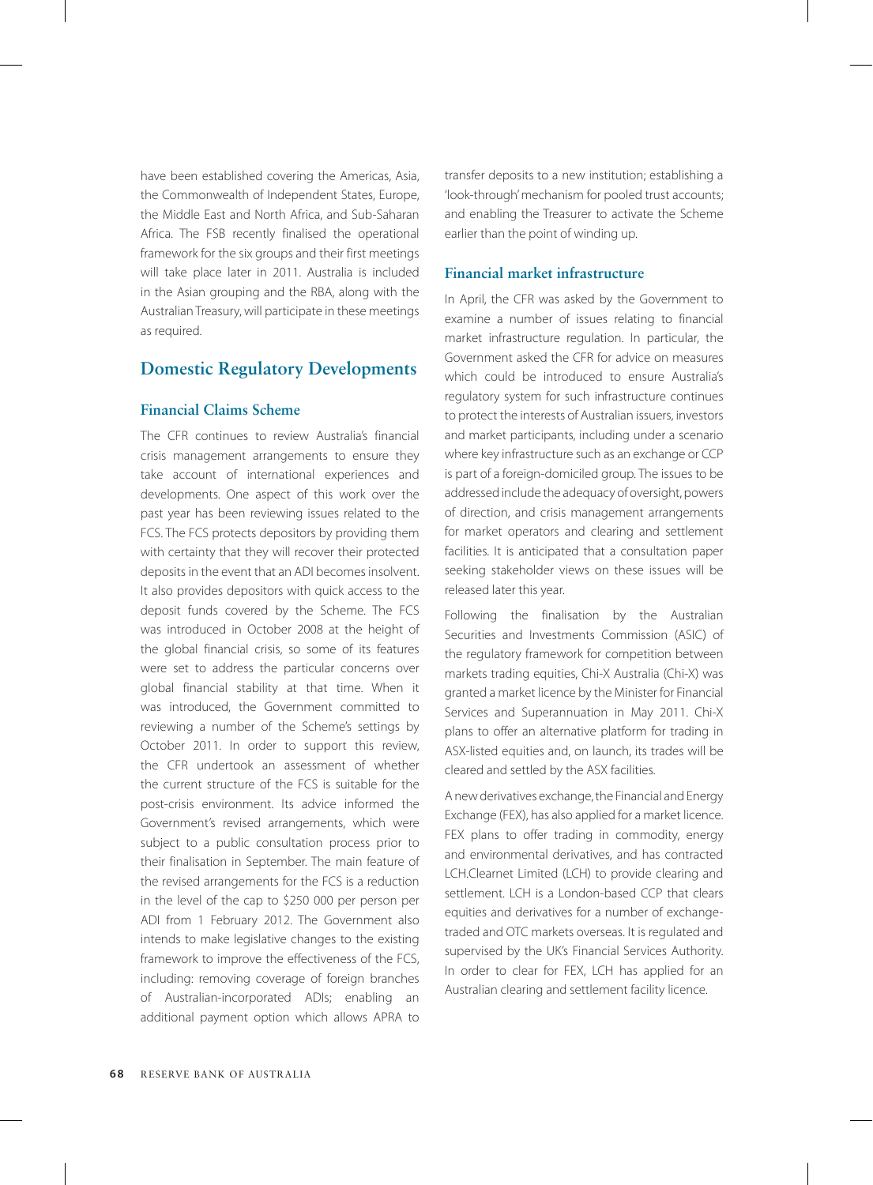have been established covering the Americas, Asia, the Commonwealth of Independent States, Europe, the Middle East and North Africa, and Sub-Saharan Africa. The FSB recently finalised the operational framework for the six groups and their first meetings will take place later in 2011. Australia is included in the Asian grouping and the RBA, along with the Australian Treasury, will participate in these meetings as required.

## Domestic Regulatory Developments

### Financial Claims Scheme

The CFR continues to review Australia's financial crisis management arrangements to ensure they take account of international experiences and developments. One aspect of this work over the past year has been reviewing issues related to the FCS. The FCS protects depositors by providing them with certainty that they will recover their protected deposits in the event that an ADI becomes insolvent. It also provides depositors with quick access to the deposit funds covered by the Scheme. The FCS was introduced in October 2008 at the height of the global financial crisis, so some of its features were set to address the particular concerns over global financial stability at that time. When it was introduced, the Government committed to reviewing a number of the Scheme's settings by October 2011. In order to support this review, the CFR undertook an assessment of whether the current structure of the FCS is suitable for the post-crisis environment. Its advice informed the Government's revised arrangements, which were subject to a public consultation process prior to their finalisation in September. The main feature of the revised arrangements for the FCS is a reduction in the level of the cap to $250 000 per person per ADI from 1 February 2012. The Government also intends to make legislative changes to the existing framework to improve the effectiveness of the FCS, including: removing coverage of foreign branches of Australian-incorporated ADIs; enabling an additional payment option which allows APRA to transfer deposits to a new institution; establishing a 'look-through' mechanism for pooled trust accounts; and enabling the Treasurer to activate the Scheme earlier than the point of winding up.

### Financial market infrastructure

In April, the CFR was asked by the Government to examine a number of issues relating to financial market infrastructure regulation. In particular, the Government asked the CFR for advice on measures which could be introduced to ensure Australia's regulatory system for such infrastructure continues to protect the interests of Australian issuers, investors and market participants, including under a scenario where key infrastructure such as an exchange or CCP is part of a foreign-domiciled group. The issues to be addressed include the adequacy of oversight, powers of direction, and crisis management arrangements for market operators and clearing and settlement facilities. It is anticipated that a consultation paper seeking stakeholder views on these issues will be released later this year.

Following the finalisation by the Australian Securities and Investments Commission (ASIC) of the regulatory framework for competition between markets trading equities, Chi-X Australia (Chi-X) was granted a market licence by the Minister for Financial Services and Superannuation in May 2011. Chi-X plans to offer an alternative platform for trading in ASX-listed equities and, on launch, its trades will be cleared and settled by the ASX facilities.

A new derivatives exchange, the Financial and Energy Exchange (FEX), has also applied for a market licence. FEX plans to offer trading in commodity, energy and environmental derivatives, and has contracted LCH.Clearnet Limited (LCH) to provide clearing and settlement. LCH is a London-based CCP that clears equities and derivatives for a number of exchange-traded and OTC markets overseas. It is regulated and supervised by the UK's Financial Services Authority. In order to clear for FEX, LCH has applied for an Australian clearing and settlement facility licence.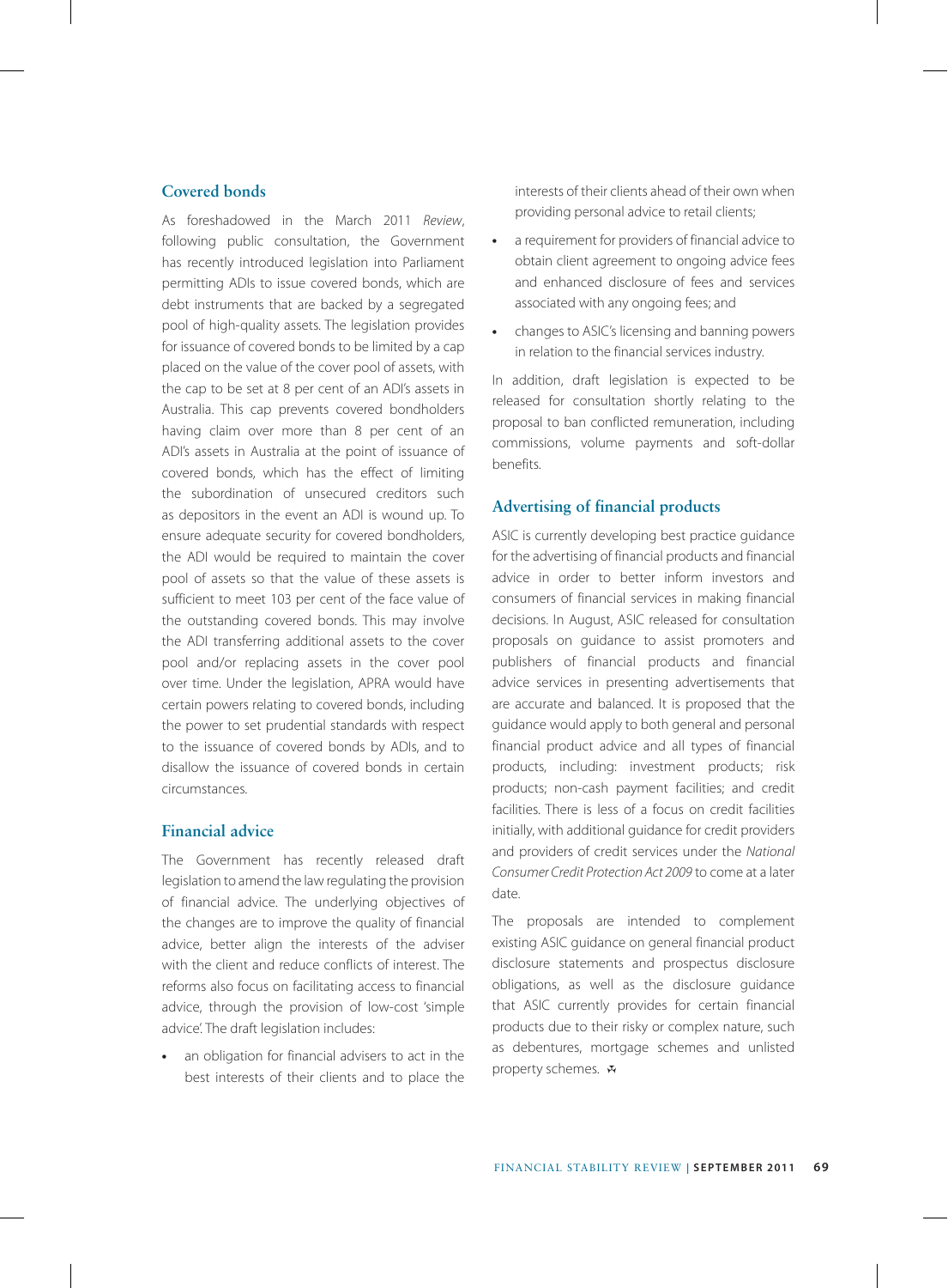### Covered bonds

As foreshadowed in the March 2011 *Review*, following public consultation, the Government has recently introduced legislation into Parliament permitting ADIs to issue covered bonds, which are debt instruments that are backed by a segregated pool of high-quality assets. The legislation provides for issuance of covered bonds to be limited by a cap placed on the value of the cover pool of assets, with the cap to be set at 8 per cent of an ADI's assets in Australia. This cap prevents covered bondholders having claim over more than 8 per cent of an ADI's assets in Australia at the point of issuance of covered bonds, which has the effect of limiting the subordination of unsecured creditors such as depositors in the event an ADI is wound up. To ensure adequate security for covered bondholders, the ADI would be required to maintain the cover pool of assets so that the value of these assets is sufficient to meet 103 per cent of the face value of the outstanding covered bonds. This may involve the ADI transferring additional assets to the cover pool and/or replacing assets in the cover pool over time. Under the legislation, APRA would have certain powers relating to covered bonds, including the power to set prudential standards with respect to the issuance of covered bonds by ADIs, and to disallow the issuance of covered bonds in certain circumstances.

### Financial advice

The Government has recently released draft legislation to amend the law regulating the provision of financial advice. The underlying objectives of the changes are to improve the quality of financial advice, better align the interests of the adviser with the client and reduce conflicts of interest. The reforms also focus on facilitating access to financial advice, through the provision of low-cost 'simple advice'. The draft legislation includes:

- an obligation for financial advisers to act in the best interests of their clients and to place the interests of their clients ahead of their own when providing personal advice to retail clients;
- a requirement for providers of financial advice to obtain client agreement to ongoing advice fees and enhanced disclosure of fees and services associated with any ongoing fees; and
- changes to ASIC's licensing and banning powers in relation to the financial services industry.

In addition, draft legislation is expected to be released for consultation shortly relating to the proposal to ban conflicted remuneration, including commissions, volume payments and soft-dollar benefits.

### Advertising of financial products

ASIC is currently developing best practice guidance for the advertising of financial products and financial advice in order to better inform investors and consumers of financial services in making financial decisions. In August, ASIC released for consultation proposals on guidance to assist promoters and publishers of financial products and financial advice services in presenting advertisements that are accurate and balanced. It is proposed that the guidance would apply to both general and personal financial product advice and all types of financial products, including: investment products; risk products; non-cash payment facilities; and credit facilities. There is less of a focus on credit facilities initially, with additional guidance for credit providers and providers of credit services under the *National Consumer Credit Protection Act 2009* to come at a later date.

The proposals are intended to complement existing ASIC guidance on general financial product disclosure statements and prospectus disclosure obligations, as well as the disclosure guidance that ASIC currently provides for certain financial products due to their risky or complex nature, such as debentures, mortgage schemes and unlisted property schemes.